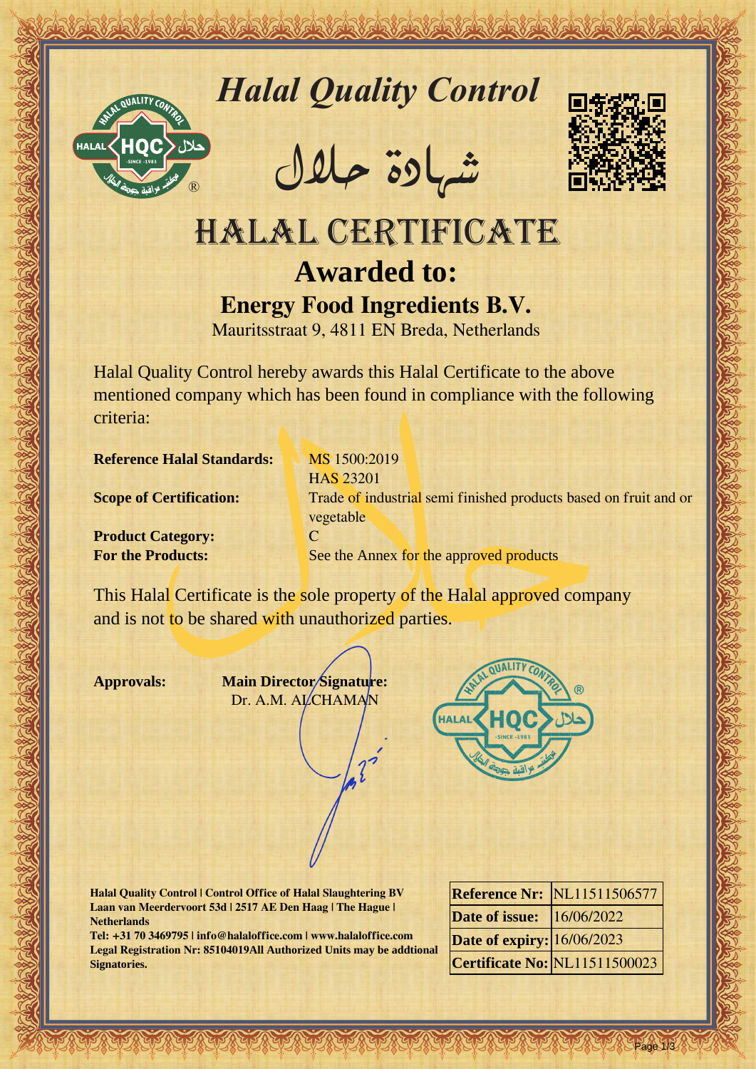# Halal Quality Control

شهادة حلال

# HALAL CERTIFICATE

## Awarded to:

## Energy Food Ingredients B.V.

Mauritsstraat 9, 4811 EN Breda, Netherlands

Halal Quality Control hereby awards this Halal Certificate to the above mentioned company which has been found in compliance with the following criteria:

**Reference Halal Standards:** MS 1500:2019
HAS 23201

**Scope of Certification:** Trade of industrial semi finished products based on fruit and or vegetable

**Product Category:** C

**For the Products:** See the Annex for the approved products

This Halal Certificate is the sole property of the Halal approved company and is not to be shared with unauthorized parties.

**Approvals:** **Main Director Signature:**
Dr. A.M. ALCHAMAN

**Halal Quality Control | Control Office of Halal Slaughtering BV**
**Laan van Meerdervoort 53d | 2517 AE Den Haag | The Hague | Netherlands**
**Tel: +31 70 3469795 | info@halaloffice.com | www.halaloffice.com**
**Legal Registration Nr: 85104019All Authorized Units may be addtional Signatories.**

| | |
|---|---|
| **Reference Nr:** | NL11511506577 |
| **Date of issue:** | 16/06/2022 |
| **Date of expiry:** | 16/06/2023 |
| **Certificate No:** | NL11511500023 |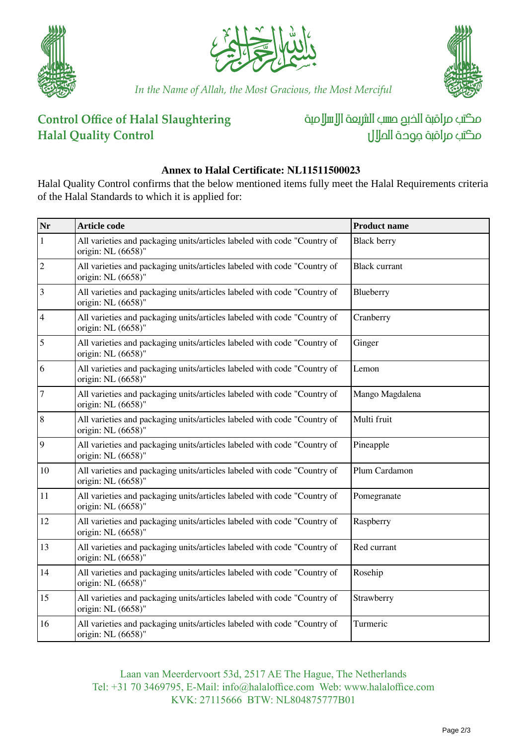In the Name of Allah, the Most Gracious, the Most Merciful

**Control Office of Halal Slaughtering**
**Halal Quality Control**

مكتب مراقبة الذبح حسب الشريعة الإسلامية
مكتب مراقبة جودة الحلال

### Annex to Halal Certificate: NL11511500023

Halal Quality Control confirms that the below mentioned items fully meet the Halal Requirements criteria of the Halal Standards to which it is applied for:

| Nr | Article code | Product name |
|---|---|---|
| 1 | All varieties and packaging units/articles labeled with code "Country of origin: NL (6658)" | Black berry |
| 2 | All varieties and packaging units/articles labeled with code "Country of origin: NL (6658)" | Black currant |
| 3 | All varieties and packaging units/articles labeled with code "Country of origin: NL (6658)" | Blueberry |
| 4 | All varieties and packaging units/articles labeled with code "Country of origin: NL (6658)" | Cranberry |
| 5 | All varieties and packaging units/articles labeled with code "Country of origin: NL (6658)" | Ginger |
| 6 | All varieties and packaging units/articles labeled with code "Country of origin: NL (6658)" | Lemon |
| 7 | All varieties and packaging units/articles labeled with code "Country of origin: NL (6658)" | Mango Magdalena |
| 8 | All varieties and packaging units/articles labeled with code "Country of origin: NL (6658)" | Multi fruit |
| 9 | All varieties and packaging units/articles labeled with code "Country of origin: NL (6658)" | Pineapple |
| 10 | All varieties and packaging units/articles labeled with code "Country of origin: NL (6658)" | Plum Cardamon |
| 11 | All varieties and packaging units/articles labeled with code "Country of origin: NL (6658)" | Pomegranate |
| 12 | All varieties and packaging units/articles labeled with code "Country of origin: NL (6658)" | Raspberry |
| 13 | All varieties and packaging units/articles labeled with code "Country of origin: NL (6658)" | Red currant |
| 14 | All varieties and packaging units/articles labeled with code "Country of origin: NL (6658)" | Rosehip |
| 15 | All varieties and packaging units/articles labeled with code "Country of origin: NL (6658)" | Strawberry |
| 16 | All varieties and packaging units/articles labeled with code "Country of origin: NL (6658)" | Turmeric |

Laan van Meerdervoort 53d, 2517 AE The Hague, The Netherlands
Tel: +31 70 3469795, E-Mail: info@halaloffice.com Web: www.halaloffice.com
KVK: 27115666 BTW: NL804875777B01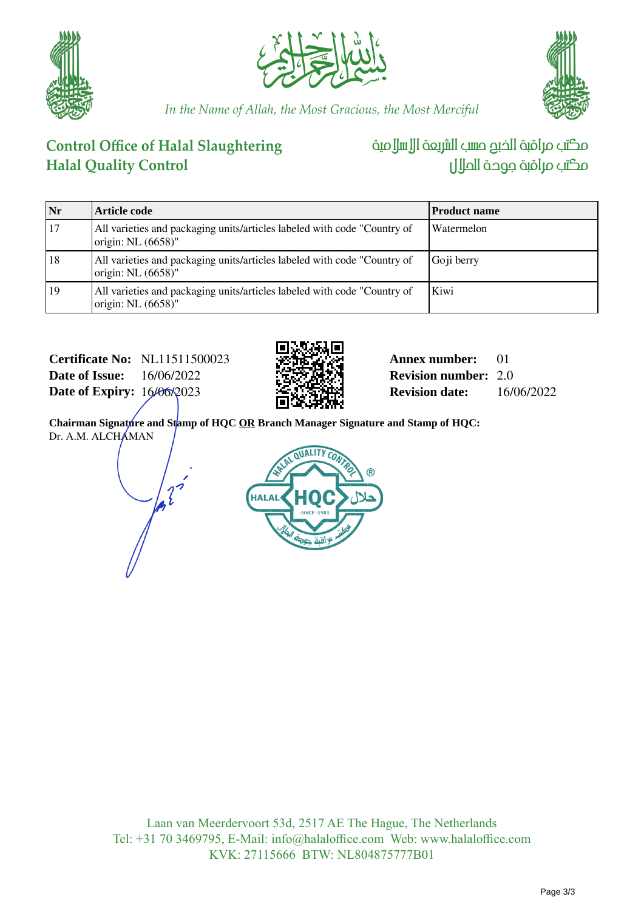In the Name of Allah, the Most Gracious, the Most Merciful

## Control Office of Halal Slaughtering
## Halal Quality Control

مكتب مراقبة الذبح حسب الشريعة الإسلامية
مكتب مراقبة جودة الحلال

| Nr | Article code | Product name |
|---|---|---|
| 17 | All varieties and packaging units/articles labeled with code "Country of origin: NL (6658)" | Watermelon |
| 18 | All varieties and packaging units/articles labeled with code "Country of origin: NL (6658)" | Goji berry |
| 19 | All varieties and packaging units/articles labeled with code "Country of origin: NL (6658)" | Kiwi |

**Certificate No:** NL11511500023
**Date of Issue:** 16/06/2022
**Date of Expiry:** 16/06/2023

**Annex number:** 01
**Revision number:** 2.0
**Revision date:** 16/06/2022

**Chairman Signature and Stamp of HQC OR Branch Manager Signature and Stamp of HQC:**
Dr. A.M. ALCHAMAN

HALAL QUALITY CONTROL ® HALAL HQC -SINCE -1983 حلال مكتب مراقبة جودة الحلال

Laan van Meerdervoort 53d, 2517 AE The Hague, The Netherlands
Tel: +31 70 3469795, E-Mail: info@halaloffice.com Web: www.halaloffice.com
KVK: 27115666 BTW: NL804875777B01